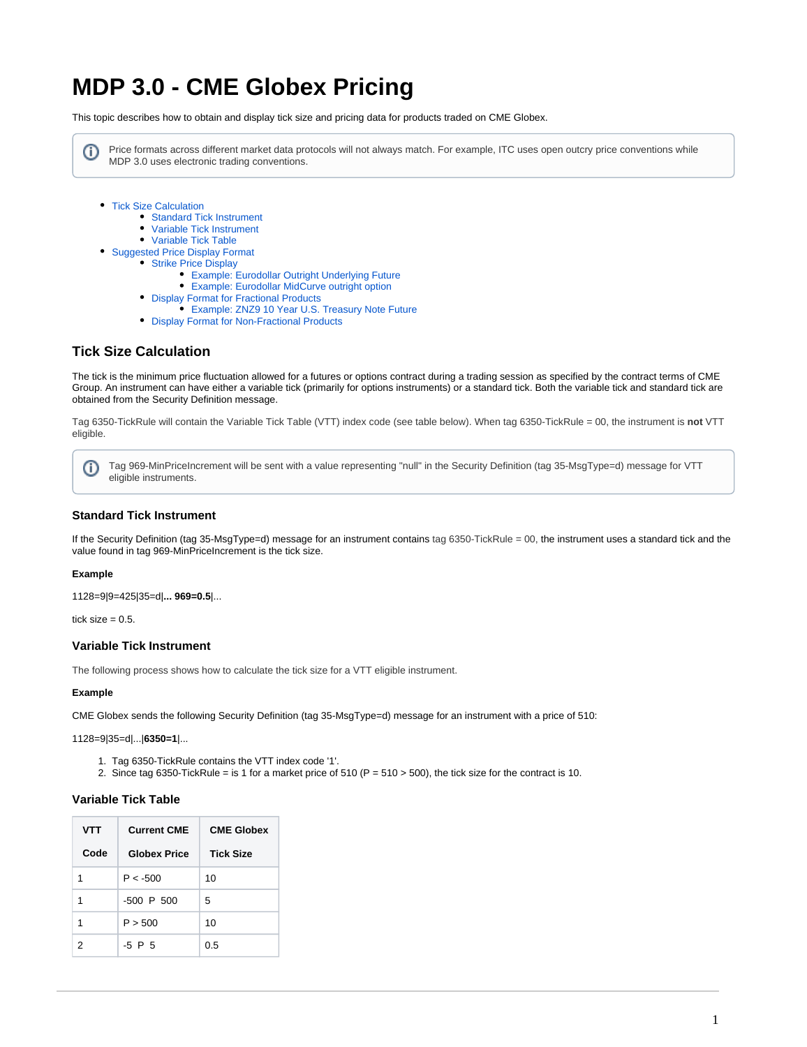# MDP 3.0 - CME Globex Pricing

This topic describes how to obtain and display tick size and pricing data for products traded on CME Globex.

> Price formats across different market data protocols will not always match. For example, ITC uses open outcry price conventions while MDP 3.0 uses electronic trading conventions.

- Tick Size Calculation
  - Standard Tick Instrument
  - Variable Tick Instrument
  - Variable Tick Table
- Suggested Price Display Format
  - Strike Price Display
    - Example: Eurodollar Outright Underlying Future
    - Example: Eurodollar MidCurve outright option
  - Display Format for Fractional Products
    - Example: ZNZ9 10 Year U.S. Treasury Note Future
  - Display Format for Non-Fractional Products

## Tick Size Calculation

The tick is the minimum price fluctuation allowed for a futures or options contract during a trading session as specified by the contract terms of CME Group. An instrument can have either a variable tick (primarily for options instruments) or a standard tick. Both the variable tick and standard tick are obtained from the Security Definition message.

Tag 6350-TickRule will contain the Variable Tick Table (VTT) index code (see table below). When tag 6350-TickRule = 00, the instrument is **not** VTT eligible.

> Tag 969-MinPriceIncrement will be sent with a value representing "null" in the Security Definition (tag 35-MsgType=d) message for VTT eligible instruments.

### Standard Tick Instrument

If the Security Definition (tag 35-MsgType=d) message for an instrument contains tag 6350-TickRule = 00, the instrument uses a standard tick and the value found in tag 969-MinPriceIncrement is the tick size.

**Example**

1128=9|9=425|35=d|**... 969=0.5**|...

tick size = 0.5.

### Variable Tick Instrument

The following process shows how to calculate the tick size for a VTT eligible instrument.

**Example**

CME Globex sends the following Security Definition (tag 35-MsgType=d) message for an instrument with a price of 510:

1128=9|35=d|...|**6350=1**|...

1. Tag 6350-TickRule contains the VTT index code '1'.
2. Since tag 6350-TickRule = is 1 for a market price of 510 (P = 510 > 500), the tick size for the contract is 10.

### Variable Tick Table

| VTT Code | Current CME Globex Price | CME Globex Tick Size |
|---|---|---|
| 1 | P < -500 | 10 |
| 1 | -500  P  500 | 5 |
| 1 | P > 500 | 10 |
| 2 | -5  P  5 | 0.5 |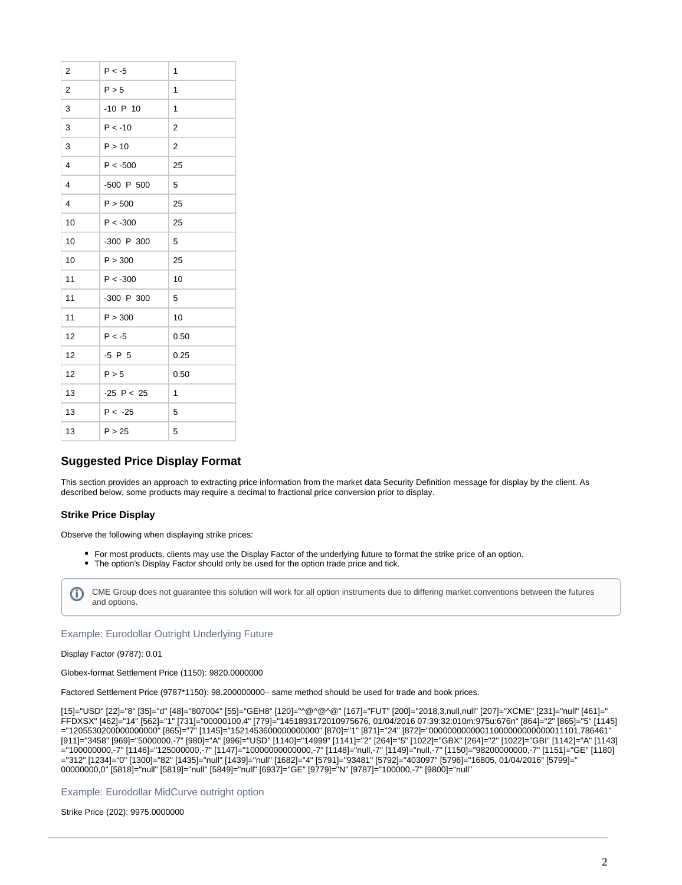| | | |
|---|---|---|
| 2 | P < -5 | 1 |
| 2 | P > 5 | 1 |
| 3 | -10 P 10 | 1 |
| 3 | P < -10 | 2 |
| 3 | P > 10 | 2 |
| 4 | P < -500 | 25 |
| 4 | -500 P 500 | 5 |
| 4 | P > 500 | 25 |
| 10 | P < -300 | 25 |
| 10 | -300 P 300 | 5 |
| 10 | P > 300 | 25 |
| 11 | P < -300 | 10 |
| 11 | -300 P 300 | 5 |
| 11 | P > 300 | 10 |
| 12 | P < -5 | 0.50 |
| 12 | -5 P 5 | 0.25 |
| 12 | P > 5 | 0.50 |
| 13 | -25 P < 25 | 1 |
| 13 | P < -25 | 5 |
| 13 | P > 25 | 5 |

### Suggested Price Display Format

This section provides an approach to extracting price information from the market data Security Definition message for display by the client. As described below, some products may require a decimal to fractional price conversion prior to display.

#### Strike Price Display

Observe the following when displaying strike prices:

- For most products, clients may use the Display Factor of the underlying future to format the strike price of an option.
- The option's Display Factor should only be used for the option trade price and tick.

CME Group does not guarantee this solution will work for all option instruments due to differing market conventions between the futures and options.

##### Example: Eurodollar Outright Underlying Future

Display Factor (9787): 0.01

Globex-format Settlement Price (1150): 9820.0000000

Factored Settlement Price (9787*1150): 98.200000000– same method should be used for trade and book prices.

[15]="USD" [22]="8" [35]="d" [48]="807004" [55]="GEH8" [120]="^@^@^@" [167]="FUT" [200]="2018,3,null,null" [207]="XCME" [231]="null" [461]=" FFDXSX" [462]="14" [562]="1" [731]="00000100,4" [779]="1451893172010975676, 01/04/2016 07:39:32:010m:975u:676n" [864]="2" [865]="5" [1145] ="1205530200000000000" [865]="7" [1145]="1521453600000000000" [870]="1" [871]="24" [872]="00000000000011000000000000011101,786461" [911]="3458" [969]="5000000,-7" [980]="A" [996]="USD" [1140]="14999" [1141]="2" [264]="5" [1022]="GBX" [264]="2" [1022]="GBI" [1142]="A" [1143] ="100000000,-7" [1146]="125000000,-7" [1147]="10000000000000,-7" [1148]="null,-7" [1149]="null,-7" [1150]="98200000000,-7" [1151]="GE" [1180] ="312" [1234]="0" [1300]="82" [1435]="null" [1439]="null" [1682]="4" [5791]="93481" [5792]="403097" [5796]="16805, 01/04/2016" [5799]=" 00000000,0" [5818]="null" [5819]="null" [5849]="null" [6937]="GE" [9779]="N" [9787]="100000,-7" [9800]="null"

##### Example: Eurodollar MidCurve outright option

Strike Price (202): 9975.0000000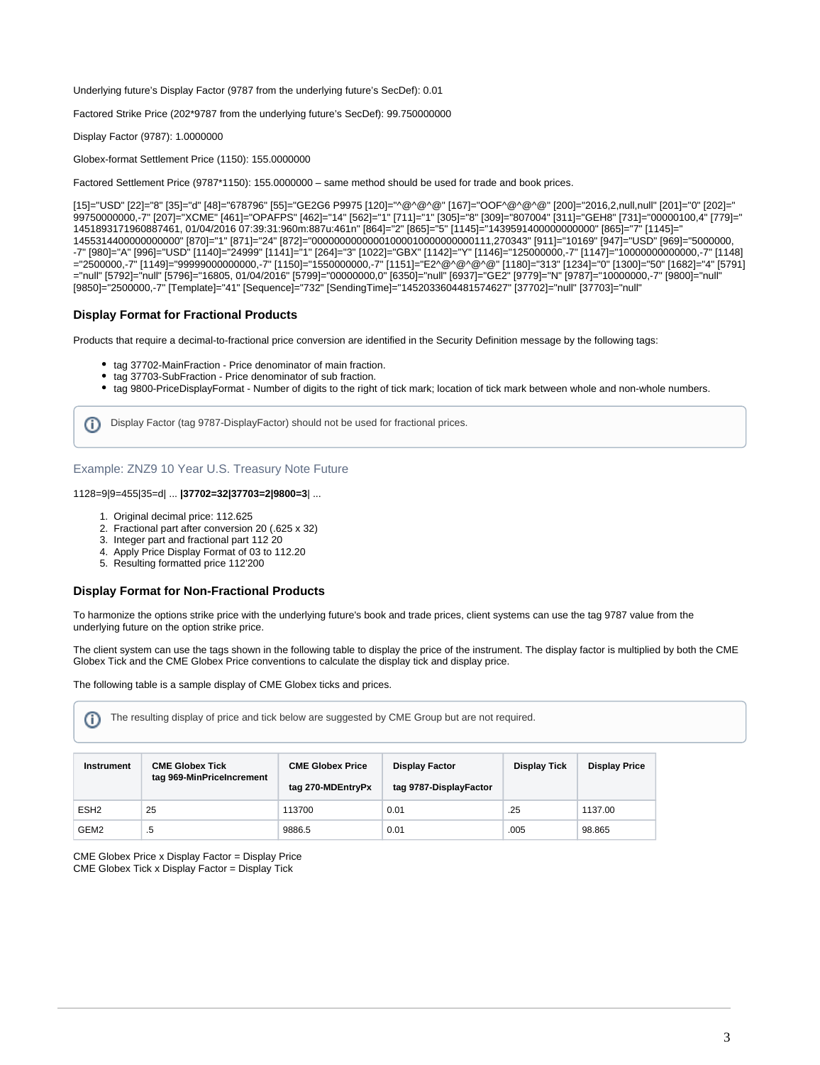Underlying future's Display Factor (9787 from the underlying future's SecDef): 0.01

Factored Strike Price (202*9787 from the underlying future's SecDef): 99.750000000

Display Factor (9787): 1.0000000

Globex-format Settlement Price (1150): 155.0000000

Factored Settlement Price (9787*1150): 155.0000000 – same method should be used for trade and book prices.

[15]="USD" [22]="8" [35]="d" [48]="678796" [55]="GE2G6 P9975 [120]="^@^@^@" [167]="OOF^@^@^@" [200]="2016,2,null,null" [201]="0" [202]=" 99750000000,-7" [207]="XCME" [461]="OPAFPS" [462]="14" [562]="1" [711]="1" [305]="8" [309]="807004" [311]="GEH8" [731]="00000100,4" [779]=" 1451893171960887461, 01/04/2016 07:39:31:960m:887u:461n" [864]="2" [865]="5" [1145]="1439591400000000000" [865]="7" [1145]=" 1455314400000000000" [870]="1" [871]="24" [872]="00000000000001000010000000000111,270343" [911]="10169" [947]="USD" [969]="5000000, -7" [980]="A" [996]="USD" [1140]="24999" [1141]="1" [264]="3" [1022]="GBX" [1142]="Y" [1146]="125000000,-7" [1147]="10000000000000,-7" [1148] ="2500000,-7" [1149]="99999000000000,-7" [1150]="1550000000,-7" [1151]="E2^@^@^@^@" [1180]="313" [1234]="0" [1300]="50" [1682]="4" [5791] ="null" [5792]="null" [5796]="16805, 01/04/2016" [5799]="00000000,0" [6350]="null" [6937]="GE2" [9779]="N" [9787]="10000000,-7" [9800]="null" [9850]="2500000,-7" [Template]="41" [Sequence]="732" [SendingTime]="1452033604481574627" [37702]="null" [37703]="null"

### Display Format for Fractional Products

Products that require a decimal-to-fractional price conversion are identified in the Security Definition message by the following tags:

- tag 37702-MainFraction - Price denominator of main fraction.
- tag 37703-SubFraction - Price denominator of sub fraction.
- tag 9800-PriceDisplayFormat - Number of digits to the right of tick mark; location of tick mark between whole and non-whole numbers.

> Display Factor (tag 9787-DisplayFactor) should not be used for fractional prices.

#### Example: ZNZ9 10 Year U.S. Treasury Note Future

1128=9|9=455|35=d| ... **|37702=32|37703=2|9800=3|** ...

1. Original decimal price: 112.625
2. Fractional part after conversion 20 (.625 x 32)
3. Integer part and fractional part 112 20
4. Apply Price Display Format of 03 to 112.20
5. Resulting formatted price 112'200

### Display Format for Non-Fractional Products

To harmonize the options strike price with the underlying future's book and trade prices, client systems can use the tag 9787 value from the underlying future on the option strike price.

The client system can use the tags shown in the following table to display the price of the instrument. The display factor is multiplied by both the CME Globex Tick and the CME Globex Price conventions to calculate the display tick and display price.

The following table is a sample display of CME Globex ticks and prices.

> The resulting display of price and tick below are suggested by CME Group but are not required.

| Instrument | CME Globex Tick tag 969-MinPriceIncrement | CME Globex Price tag 270-MDEntryPx | Display Factor tag 9787-DisplayFactor | Display Tick | Display Price |
|---|---|---|---|---|---|
| ESH2 | 25 | 113700 | 0.01 | .25 | 1137.00 |
| GEM2 | .5 | 9886.5 | 0.01 | .005 | 98.865 |

CME Globex Price x Display Factor = Display Price
CME Globex Tick x Display Factor = Display Tick